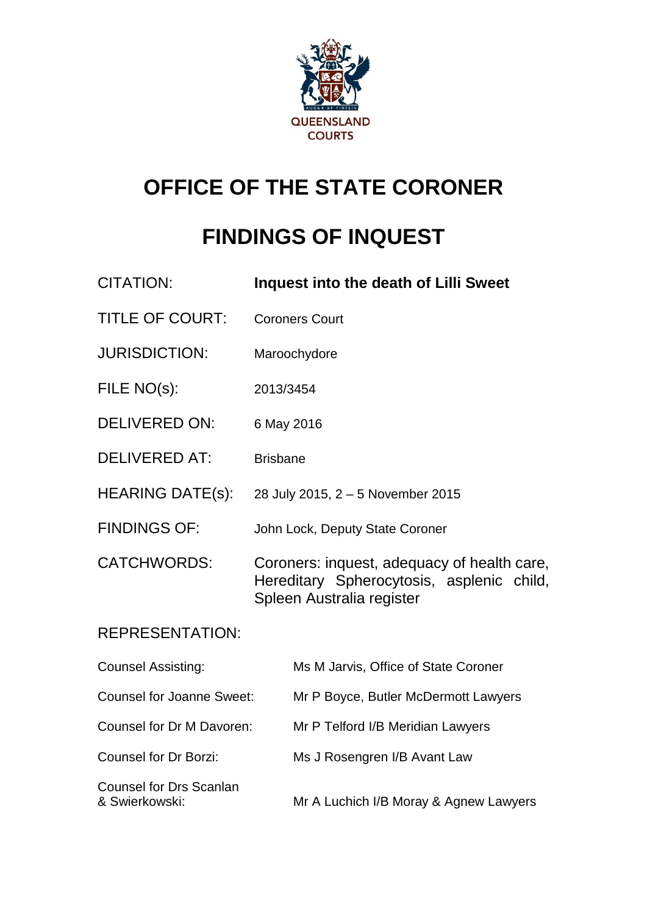QUEENSLAND COURTS

# OFFICE OF THE STATE CORONER

# FINDINGS OF INQUEST

| | |
|---|---|
| CITATION: | **Inquest into the death of Lilli Sweet** |
| TITLE OF COURT: | Coroners Court |
| JURISDICTION: | Maroochydore |
| FILE NO(s): | 2013/3454 |
| DELIVERED ON: | 6 May 2016 |
| DELIVERED AT: | Brisbane |
| HEARING DATE(s): | 28 July 2015, 2 – 5 November 2015 |
| FINDINGS OF: | John Lock, Deputy State Coroner |
| CATCHWORDS: | Coroners: inquest, adequacy of health care, Hereditary Spherocytosis, asplenic child, Spleen Australia register |

REPRESENTATION:

| | |
|---|---|
| Counsel Assisting: | Ms M Jarvis, Office of State Coroner |
| Counsel for Joanne Sweet: | Mr P Boyce, Butler McDermott Lawyers |
| Counsel for Dr M Davoren: | Mr P Telford I/B Meridian Lawyers |
| Counsel for Dr Borzi: | Ms J Rosengren I/B Avant Law |
| Counsel for Drs Scanlan & Swierkowski: | Mr A Luchich I/B Moray & Agnew Lawyers |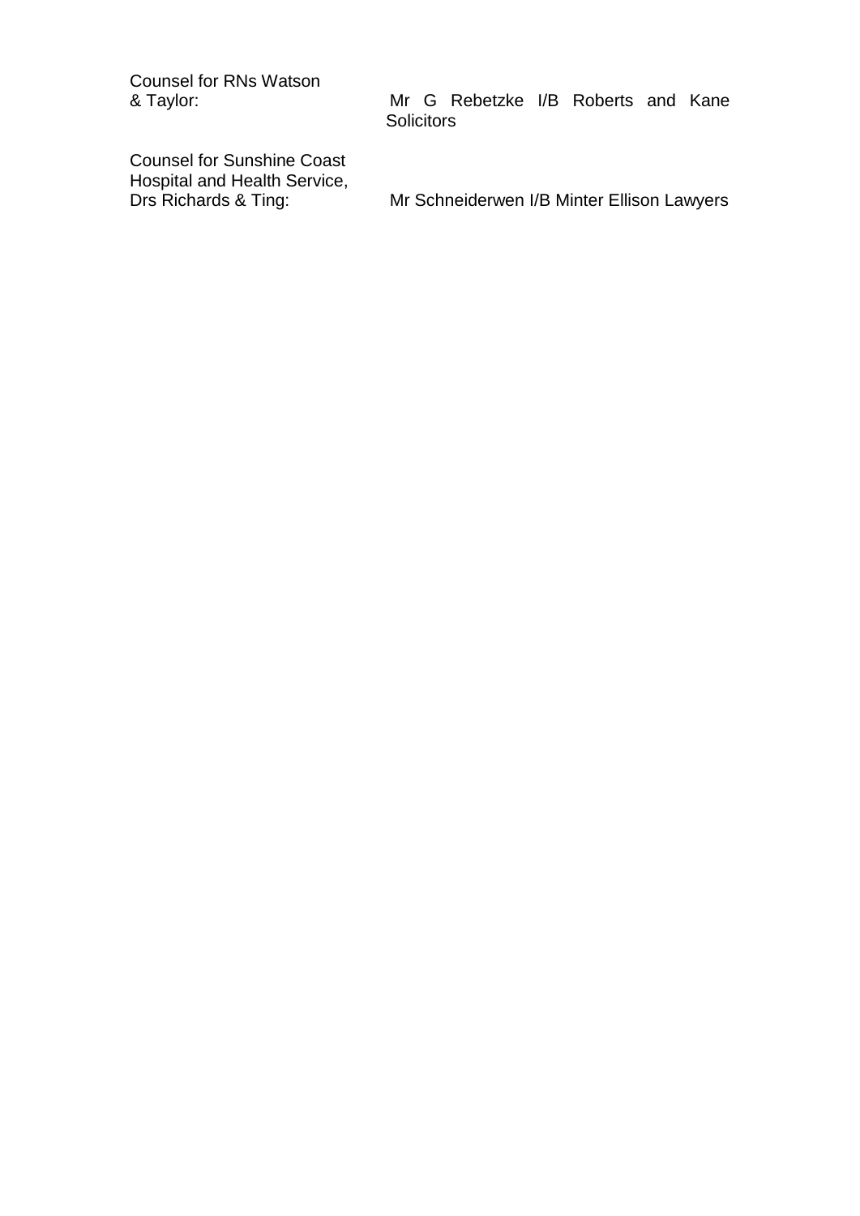| | |
|---|---|
| Counsel for RNs Watson & Taylor: | Mr G Rebetzke I/B Roberts and Kane Solicitors |
| Counsel for Sunshine Coast Hospital and Health Service, Drs Richards & Ting: | Mr Schneiderwen I/B Minter Ellison Lawyers |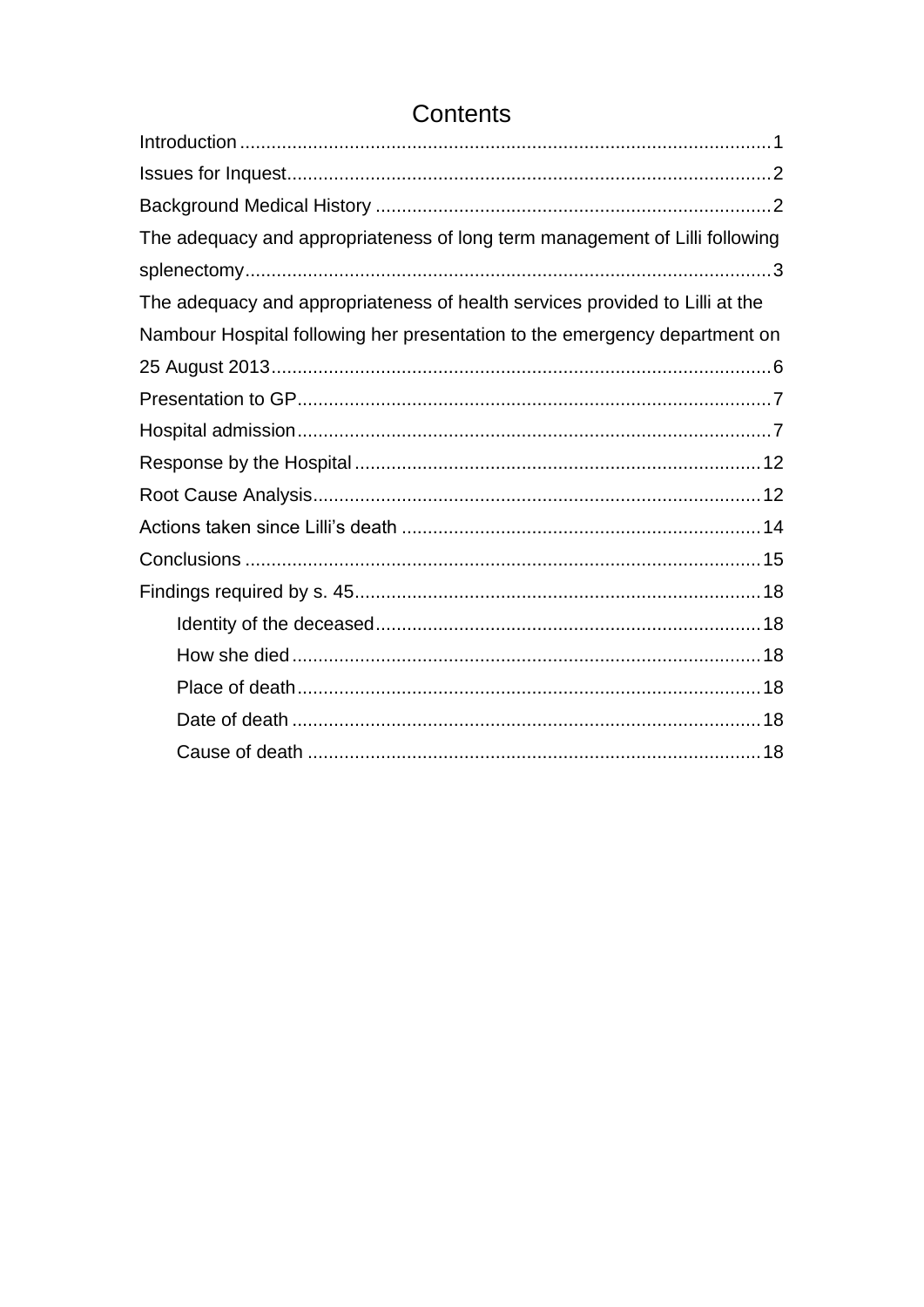# Contents

Introduction .................................................................................................... 1

Issues for Inquest ........................................................................................... 2

Background Medical History .......................................................................... 2

The adequacy and appropriateness of long term management of Lilli following splenectomy .................................................................................................. 3

The adequacy and appropriateness of health services provided to Lilli at the Nambour Hospital following her presentation to the emergency department on 25 August 2013 .............................................................................................. 6

Presentation to GP ......................................................................................... 7

Hospital admission ......................................................................................... 7

Response by the Hospital ............................................................................. 12

Root Cause Analysis ..................................................................................... 12

Actions taken since Lilli's death .................................................................... 14

Conclusions .................................................................................................. 15

Findings required by s. 45 ............................................................................. 18

- Identity of the deceased ......................................................................... 18
- How she died ......................................................................................... 18
- Place of death ........................................................................................ 18
- Date of death ......................................................................................... 18
- Cause of death ...................................................................................... 18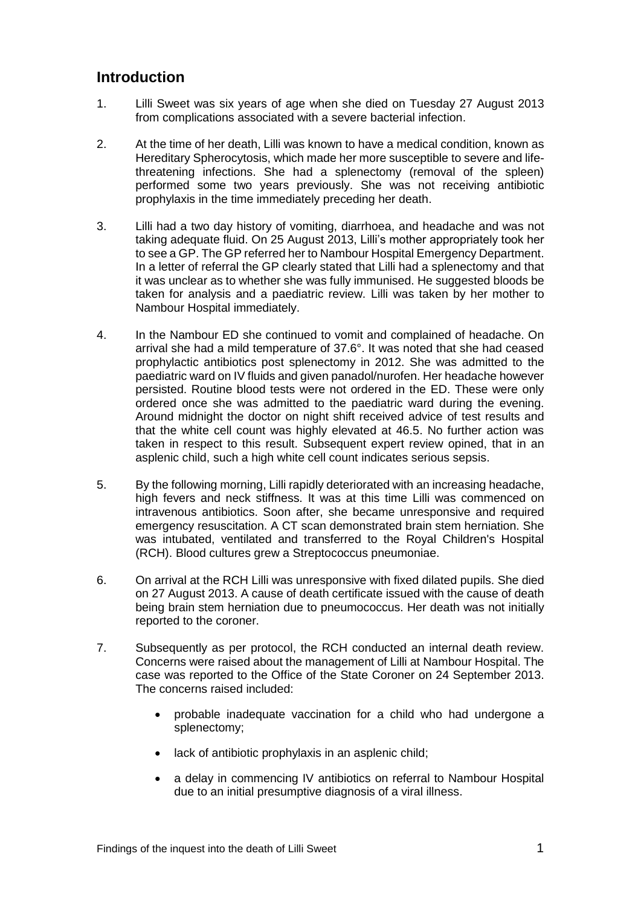## Introduction

1. Lilli Sweet was six years of age when she died on Tuesday 27 August 2013 from complications associated with a severe bacterial infection.

2. At the time of her death, Lilli was known to have a medical condition, known as Hereditary Spherocytosis, which made her more susceptible to severe and life-threatening infections. She had a splenectomy (removal of the spleen) performed some two years previously. She was not receiving antibiotic prophylaxis in the time immediately preceding her death.

3. Lilli had a two day history of vomiting, diarrhoea, and headache and was not taking adequate fluid. On 25 August 2013, Lilli's mother appropriately took her to see a GP. The GP referred her to Nambour Hospital Emergency Department. In a letter of referral the GP clearly stated that Lilli had a splenectomy and that it was unclear as to whether she was fully immunised. He suggested bloods be taken for analysis and a paediatric review. Lilli was taken by her mother to Nambour Hospital immediately.

4. In the Nambour ED she continued to vomit and complained of headache. On arrival she had a mild temperature of 37.6°. It was noted that she had ceased prophylactic antibiotics post splenectomy in 2012. She was admitted to the paediatric ward on IV fluids and given panadol/nurofen. Her headache however persisted. Routine blood tests were not ordered in the ED. These were only ordered once she was admitted to the paediatric ward during the evening. Around midnight the doctor on night shift received advice of test results and that the white cell count was highly elevated at 46.5. No further action was taken in respect to this result. Subsequent expert review opined, that in an asplenic child, such a high white cell count indicates serious sepsis.

5. By the following morning, Lilli rapidly deteriorated with an increasing headache, high fevers and neck stiffness. It was at this time Lilli was commenced on intravenous antibiotics. Soon after, she became unresponsive and required emergency resuscitation. A CT scan demonstrated brain stem herniation. She was intubated, ventilated and transferred to the Royal Children's Hospital (RCH). Blood cultures grew a Streptococcus pneumoniae.

6. On arrival at the RCH Lilli was unresponsive with fixed dilated pupils. She died on 27 August 2013. A cause of death certificate issued with the cause of death being brain stem herniation due to pneumococcus. Her death was not initially reported to the coroner.

7. Subsequently as per protocol, the RCH conducted an internal death review. Concerns were raised about the management of Lilli at Nambour Hospital. The case was reported to the Office of the State Coroner on 24 September 2013. The concerns raised included:

   - probable inadequate vaccination for a child who had undergone a splenectomy;
   - lack of antibiotic prophylaxis in an asplenic child;
   - a delay in commencing IV antibiotics on referral to Nambour Hospital due to an initial presumptive diagnosis of a viral illness.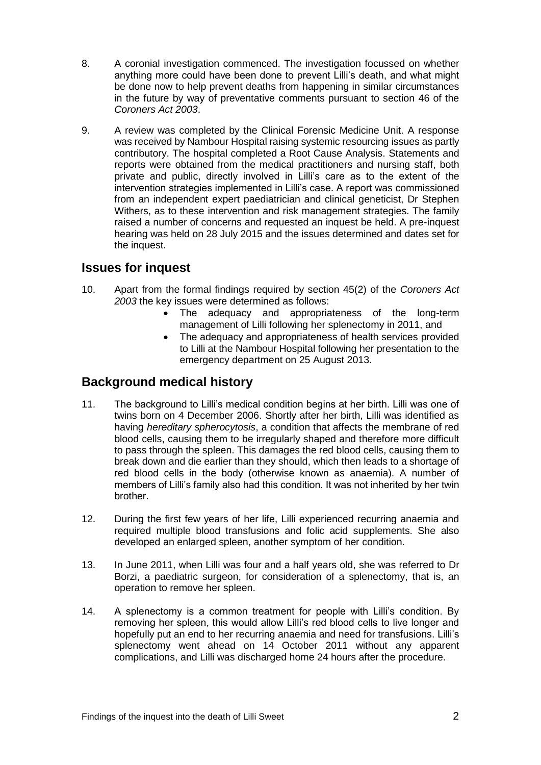8. A coronial investigation commenced. The investigation focussed on whether anything more could have been done to prevent Lilli's death, and what might be done now to help prevent deaths from happening in similar circumstances in the future by way of preventative comments pursuant to section 46 of the *Coroners Act 2003*.

9. A review was completed by the Clinical Forensic Medicine Unit. A response was received by Nambour Hospital raising systemic resourcing issues as partly contributory. The hospital completed a Root Cause Analysis. Statements and reports were obtained from the medical practitioners and nursing staff, both private and public, directly involved in Lilli's care as to the extent of the intervention strategies implemented in Lilli's case. A report was commissioned from an independent expert paediatrician and clinical geneticist, Dr Stephen Withers, as to these intervention and risk management strategies. The family raised a number of concerns and requested an inquest be held. A pre-inquest hearing was held on 28 July 2015 and the issues determined and dates set for the inquest.

## Issues for inquest

10. Apart from the formal findings required by section 45(2) of the *Coroners Act 2003* the key issues were determined as follows:
    - The adequacy and appropriateness of the long-term management of Lilli following her splenectomy in 2011, and
    - The adequacy and appropriateness of health services provided to Lilli at the Nambour Hospital following her presentation to the emergency department on 25 August 2013.

## Background medical history

11. The background to Lilli's medical condition begins at her birth. Lilli was one of twins born on 4 December 2006. Shortly after her birth, Lilli was identified as having *hereditary spherocytosis*, a condition that affects the membrane of red blood cells, causing them to be irregularly shaped and therefore more difficult to pass through the spleen. This damages the red blood cells, causing them to break down and die earlier than they should, which then leads to a shortage of red blood cells in the body (otherwise known as anaemia). A number of members of Lilli's family also had this condition. It was not inherited by her twin brother.

12. During the first few years of her life, Lilli experienced recurring anaemia and required multiple blood transfusions and folic acid supplements. She also developed an enlarged spleen, another symptom of her condition.

13. In June 2011, when Lilli was four and a half years old, she was referred to Dr Borzi, a paediatric surgeon, for consideration of a splenectomy, that is, an operation to remove her spleen.

14. A splenectomy is a common treatment for people with Lilli's condition. By removing her spleen, this would allow Lilli's red blood cells to live longer and hopefully put an end to her recurring anaemia and need for transfusions. Lilli's splenectomy went ahead on 14 October 2011 without any apparent complications, and Lilli was discharged home 24 hours after the procedure.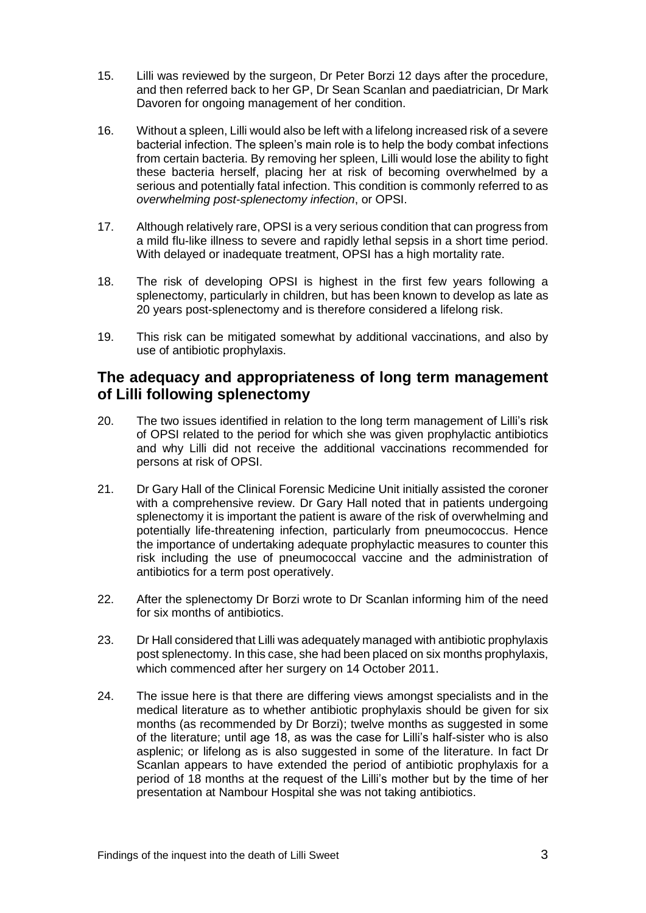15. Lilli was reviewed by the surgeon, Dr Peter Borzi 12 days after the procedure, and then referred back to her GP, Dr Sean Scanlan and paediatrician, Dr Mark Davoren for ongoing management of her condition.

16. Without a spleen, Lilli would also be left with a lifelong increased risk of a severe bacterial infection. The spleen's main role is to help the body combat infections from certain bacteria. By removing her spleen, Lilli would lose the ability to fight these bacteria herself, placing her at risk of becoming overwhelmed by a serious and potentially fatal infection. This condition is commonly referred to as *overwhelming post-splenectomy infection*, or OPSI.

17. Although relatively rare, OPSI is a very serious condition that can progress from a mild flu-like illness to severe and rapidly lethal sepsis in a short time period. With delayed or inadequate treatment, OPSI has a high mortality rate.

18. The risk of developing OPSI is highest in the first few years following a splenectomy, particularly in children, but has been known to develop as late as 20 years post-splenectomy and is therefore considered a lifelong risk.

19. This risk can be mitigated somewhat by additional vaccinations, and also by use of antibiotic prophylaxis.

## The adequacy and appropriateness of long term management of Lilli following splenectomy

20. The two issues identified in relation to the long term management of Lilli's risk of OPSI related to the period for which she was given prophylactic antibiotics and why Lilli did not receive the additional vaccinations recommended for persons at risk of OPSI.

21. Dr Gary Hall of the Clinical Forensic Medicine Unit initially assisted the coroner with a comprehensive review. Dr Gary Hall noted that in patients undergoing splenectomy it is important the patient is aware of the risk of overwhelming and potentially life-threatening infection, particularly from pneumococcus. Hence the importance of undertaking adequate prophylactic measures to counter this risk including the use of pneumococcal vaccine and the administration of antibiotics for a term post operatively.

22. After the splenectomy Dr Borzi wrote to Dr Scanlan informing him of the need for six months of antibiotics.

23. Dr Hall considered that Lilli was adequately managed with antibiotic prophylaxis post splenectomy. In this case, she had been placed on six months prophylaxis, which commenced after her surgery on 14 October 2011.

24. The issue here is that there are differing views amongst specialists and in the medical literature as to whether antibiotic prophylaxis should be given for six months (as recommended by Dr Borzi); twelve months as suggested in some of the literature; until age 18, as was the case for Lilli's half-sister who is also asplenic; or lifelong as is also suggested in some of the literature. In fact Dr Scanlan appears to have extended the period of antibiotic prophylaxis for a period of 18 months at the request of the Lilli's mother but by the time of her presentation at Nambour Hospital she was not taking antibiotics.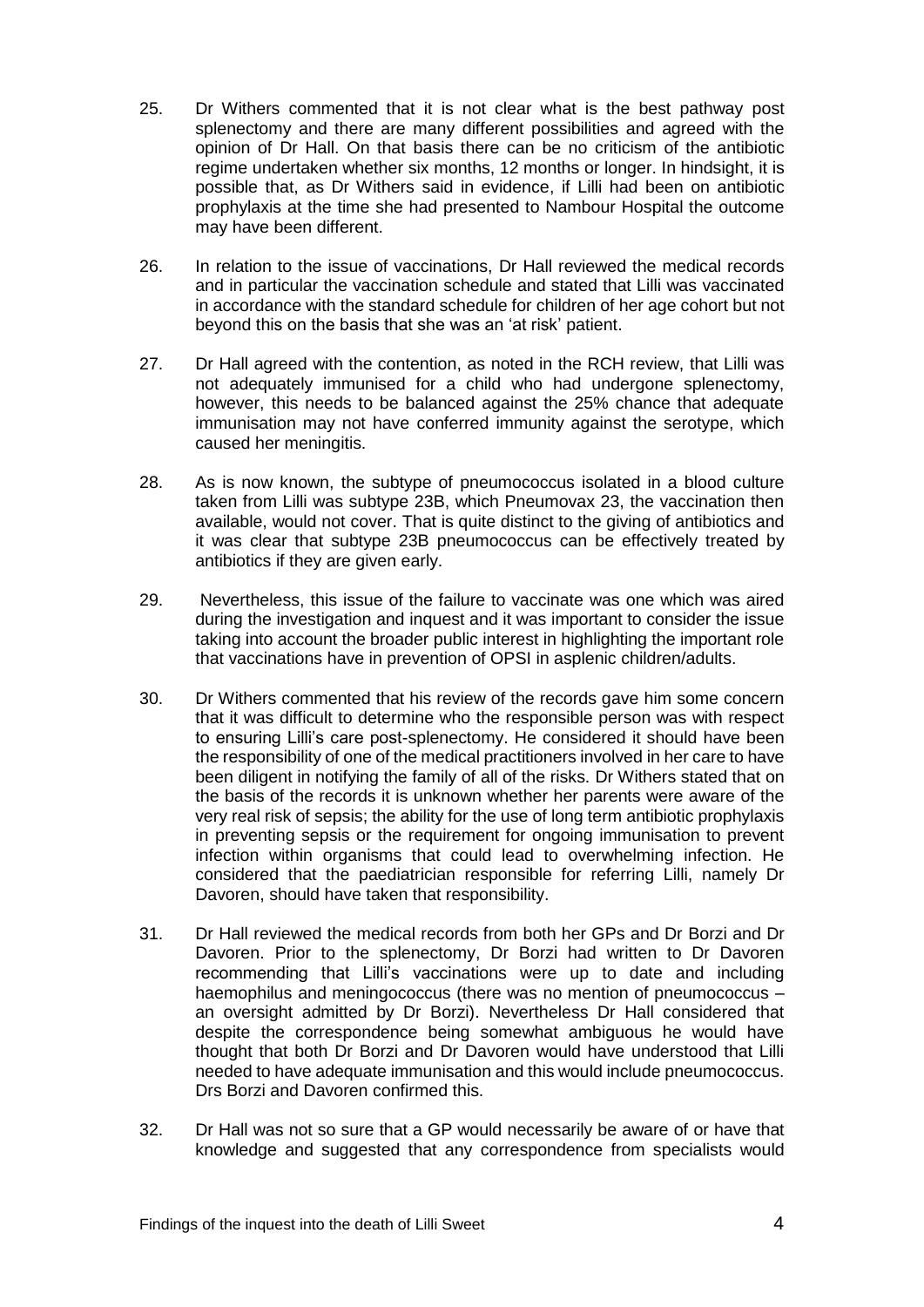25. Dr Withers commented that it is not clear what is the best pathway post splenectomy and there are many different possibilities and agreed with the opinion of Dr Hall. On that basis there can be no criticism of the antibiotic regime undertaken whether six months, 12 months or longer. In hindsight, it is possible that, as Dr Withers said in evidence, if Lilli had been on antibiotic prophylaxis at the time she had presented to Nambour Hospital the outcome may have been different.

26. In relation to the issue of vaccinations, Dr Hall reviewed the medical records and in particular the vaccination schedule and stated that Lilli was vaccinated in accordance with the standard schedule for children of her age cohort but not beyond this on the basis that she was an 'at risk' patient.

27. Dr Hall agreed with the contention, as noted in the RCH review, that Lilli was not adequately immunised for a child who had undergone splenectomy, however, this needs to be balanced against the 25% chance that adequate immunisation may not have conferred immunity against the serotype, which caused her meningitis.

28. As is now known, the subtype of pneumococcus isolated in a blood culture taken from Lilli was subtype 23B, which Pneumovax 23, the vaccination then available, would not cover. That is quite distinct to the giving of antibiotics and it was clear that subtype 23B pneumococcus can be effectively treated by antibiotics if they are given early.

29. Nevertheless, this issue of the failure to vaccinate was one which was aired during the investigation and inquest and it was important to consider the issue taking into account the broader public interest in highlighting the important role that vaccinations have in prevention of OPSI in asplenic children/adults.

30. Dr Withers commented that his review of the records gave him some concern that it was difficult to determine who the responsible person was with respect to ensuring Lilli's care post-splenectomy. He considered it should have been the responsibility of one of the medical practitioners involved in her care to have been diligent in notifying the family of all of the risks. Dr Withers stated that on the basis of the records it is unknown whether her parents were aware of the very real risk of sepsis; the ability for the use of long term antibiotic prophylaxis in preventing sepsis or the requirement for ongoing immunisation to prevent infection within organisms that could lead to overwhelming infection. He considered that the paediatrician responsible for referring Lilli, namely Dr Davoren, should have taken that responsibility.

31. Dr Hall reviewed the medical records from both her GPs and Dr Borzi and Dr Davoren. Prior to the splenectomy, Dr Borzi had written to Dr Davoren recommending that Lilli's vaccinations were up to date and including haemophilus and meningococcus (there was no mention of pneumococcus – an oversight admitted by Dr Borzi). Nevertheless Dr Hall considered that despite the correspondence being somewhat ambiguous he would have thought that both Dr Borzi and Dr Davoren would have understood that Lilli needed to have adequate immunisation and this would include pneumococcus. Drs Borzi and Davoren confirmed this.

32. Dr Hall was not so sure that a GP would necessarily be aware of or have that knowledge and suggested that any correspondence from specialists would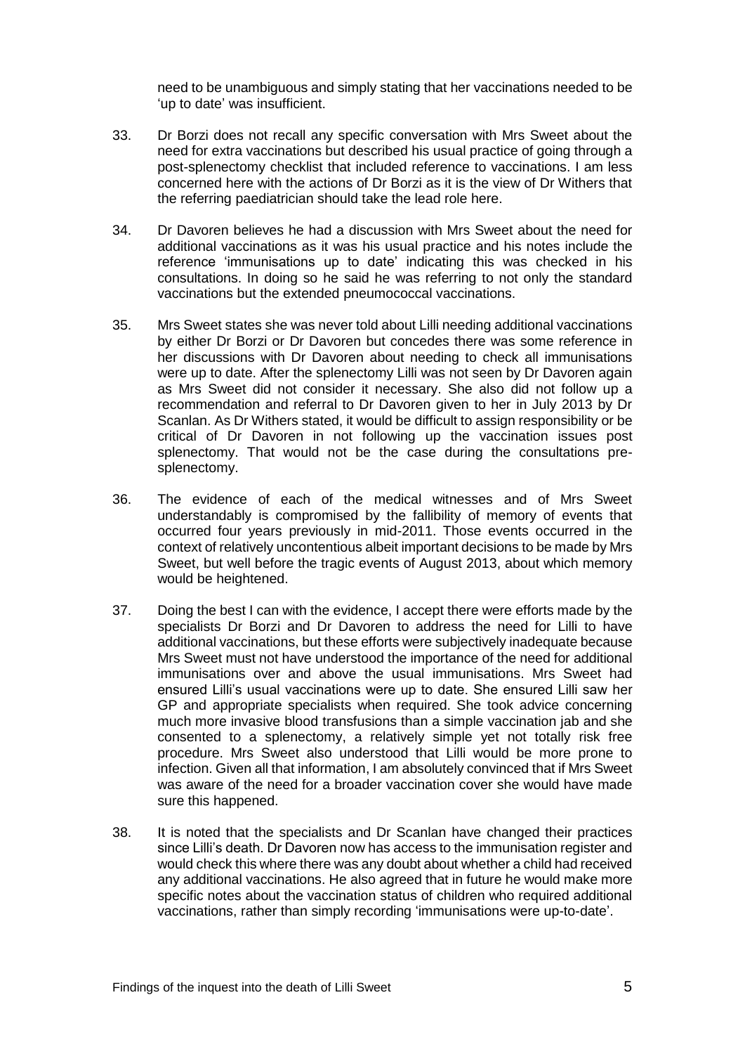need to be unambiguous and simply stating that her vaccinations needed to be 'up to date' was insufficient.

33. Dr Borzi does not recall any specific conversation with Mrs Sweet about the need for extra vaccinations but described his usual practice of going through a post-splenectomy checklist that included reference to vaccinations. I am less concerned here with the actions of Dr Borzi as it is the view of Dr Withers that the referring paediatrician should take the lead role here.

34. Dr Davoren believes he had a discussion with Mrs Sweet about the need for additional vaccinations as it was his usual practice and his notes include the reference 'immunisations up to date' indicating this was checked in his consultations. In doing so he said he was referring to not only the standard vaccinations but the extended pneumococcal vaccinations.

35. Mrs Sweet states she was never told about Lilli needing additional vaccinations by either Dr Borzi or Dr Davoren but concedes there was some reference in her discussions with Dr Davoren about needing to check all immunisations were up to date. After the splenectomy Lilli was not seen by Dr Davoren again as Mrs Sweet did not consider it necessary. She also did not follow up a recommendation and referral to Dr Davoren given to her in July 2013 by Dr Scanlan. As Dr Withers stated, it would be difficult to assign responsibility or be critical of Dr Davoren in not following up the vaccination issues post splenectomy. That would not be the case during the consultations pre-splenectomy.

36. The evidence of each of the medical witnesses and of Mrs Sweet understandably is compromised by the fallibility of memory of events that occurred four years previously in mid-2011. Those events occurred in the context of relatively uncontentious albeit important decisions to be made by Mrs Sweet, but well before the tragic events of August 2013, about which memory would be heightened.

37. Doing the best I can with the evidence, I accept there were efforts made by the specialists Dr Borzi and Dr Davoren to address the need for Lilli to have additional vaccinations, but these efforts were subjectively inadequate because Mrs Sweet must not have understood the importance of the need for additional immunisations over and above the usual immunisations. Mrs Sweet had ensured Lilli's usual vaccinations were up to date. She ensured Lilli saw her GP and appropriate specialists when required. She took advice concerning much more invasive blood transfusions than a simple vaccination jab and she consented to a splenectomy, a relatively simple yet not totally risk free procedure. Mrs Sweet also understood that Lilli would be more prone to infection. Given all that information, I am absolutely convinced that if Mrs Sweet was aware of the need for a broader vaccination cover she would have made sure this happened.

38. It is noted that the specialists and Dr Scanlan have changed their practices since Lilli's death. Dr Davoren now has access to the immunisation register and would check this where there was any doubt about whether a child had received any additional vaccinations. He also agreed that in future he would make more specific notes about the vaccination status of children who required additional vaccinations, rather than simply recording 'immunisations were up-to-date'.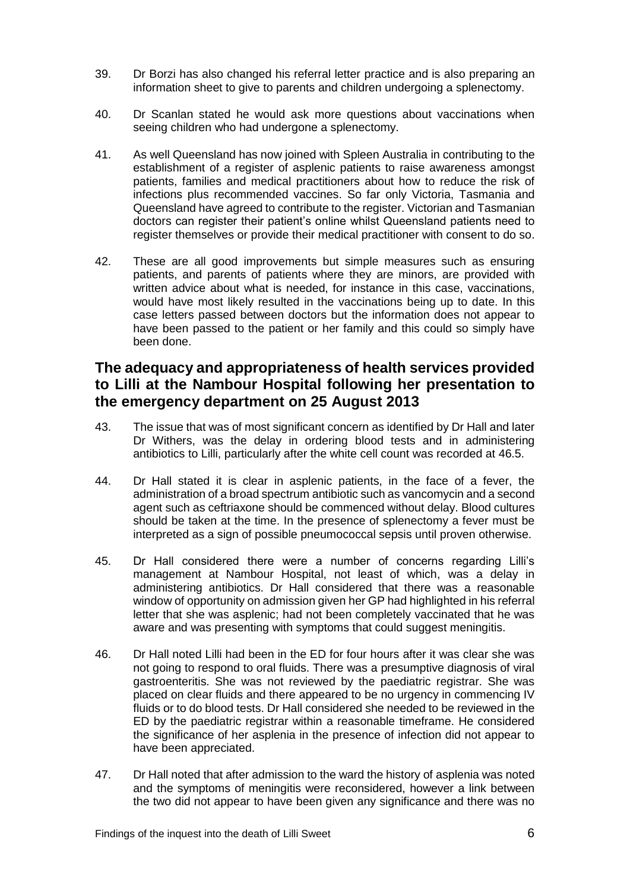39. Dr Borzi has also changed his referral letter practice and is also preparing an information sheet to give to parents and children undergoing a splenectomy.

40. Dr Scanlan stated he would ask more questions about vaccinations when seeing children who had undergone a splenectomy.

41. As well Queensland has now joined with Spleen Australia in contributing to the establishment of a register of asplenic patients to raise awareness amongst patients, families and medical practitioners about how to reduce the risk of infections plus recommended vaccines. So far only Victoria, Tasmania and Queensland have agreed to contribute to the register. Victorian and Tasmanian doctors can register their patient's online whilst Queensland patients need to register themselves or provide their medical practitioner with consent to do so.

42. These are all good improvements but simple measures such as ensuring patients, and parents of patients where they are minors, are provided with written advice about what is needed, for instance in this case, vaccinations, would have most likely resulted in the vaccinations being up to date. In this case letters passed between doctors but the information does not appear to have been passed to the patient or her family and this could so simply have been done.

## The adequacy and appropriateness of health services provided to Lilli at the Nambour Hospital following her presentation to the emergency department on 25 August 2013

43. The issue that was of most significant concern as identified by Dr Hall and later Dr Withers, was the delay in ordering blood tests and in administering antibiotics to Lilli, particularly after the white cell count was recorded at 46.5.

44. Dr Hall stated it is clear in asplenic patients, in the face of a fever, the administration of a broad spectrum antibiotic such as vancomycin and a second agent such as ceftriaxone should be commenced without delay. Blood cultures should be taken at the time. In the presence of splenectomy a fever must be interpreted as a sign of possible pneumococcal sepsis until proven otherwise.

45. Dr Hall considered there were a number of concerns regarding Lilli's management at Nambour Hospital, not least of which, was a delay in administering antibiotics. Dr Hall considered that there was a reasonable window of opportunity on admission given her GP had highlighted in his referral letter that she was asplenic; had not been completely vaccinated that he was aware and was presenting with symptoms that could suggest meningitis.

46. Dr Hall noted Lilli had been in the ED for four hours after it was clear she was not going to respond to oral fluids. There was a presumptive diagnosis of viral gastroenteritis. She was not reviewed by the paediatric registrar. She was placed on clear fluids and there appeared to be no urgency in commencing IV fluids or to do blood tests. Dr Hall considered she needed to be reviewed in the ED by the paediatric registrar within a reasonable timeframe. He considered the significance of her asplenia in the presence of infection did not appear to have been appreciated.

47. Dr Hall noted that after admission to the ward the history of asplenia was noted and the symptoms of meningitis were reconsidered, however a link between the two did not appear to have been given any significance and there was no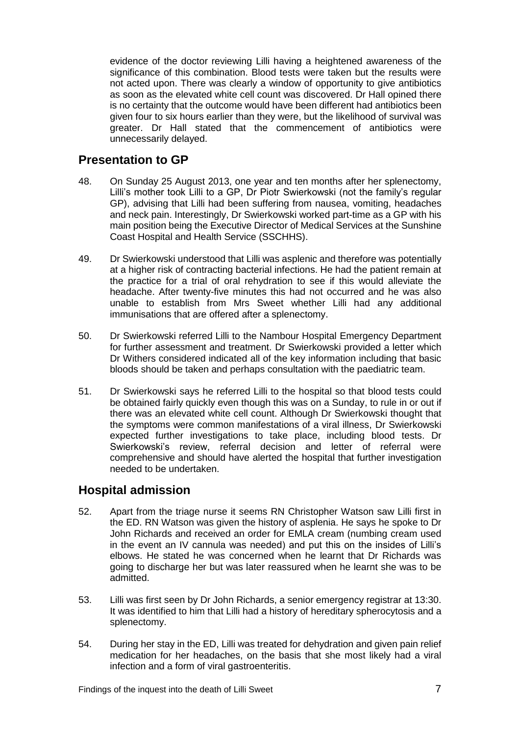evidence of the doctor reviewing Lilli having a heightened awareness of the significance of this combination. Blood tests were taken but the results were not acted upon. There was clearly a window of opportunity to give antibiotics as soon as the elevated white cell count was discovered. Dr Hall opined there is no certainty that the outcome would have been different had antibiotics been given four to six hours earlier than they were, but the likelihood of survival was greater. Dr Hall stated that the commencement of antibiotics were unnecessarily delayed.

## Presentation to GP

48. On Sunday 25 August 2013, one year and ten months after her splenectomy, Lilli's mother took Lilli to a GP, Dr Piotr Swierkowski (not the family's regular GP), advising that Lilli had been suffering from nausea, vomiting, headaches and neck pain. Interestingly, Dr Swierkowski worked part-time as a GP with his main position being the Executive Director of Medical Services at the Sunshine Coast Hospital and Health Service (SSCHHS).

49. Dr Swierkowski understood that Lilli was asplenic and therefore was potentially at a higher risk of contracting bacterial infections. He had the patient remain at the practice for a trial of oral rehydration to see if this would alleviate the headache. After twenty-five minutes this had not occurred and he was also unable to establish from Mrs Sweet whether Lilli had any additional immunisations that are offered after a splenectomy.

50. Dr Swierkowski referred Lilli to the Nambour Hospital Emergency Department for further assessment and treatment. Dr Swierkowski provided a letter which Dr Withers considered indicated all of the key information including that basic bloods should be taken and perhaps consultation with the paediatric team.

51. Dr Swierkowski says he referred Lilli to the hospital so that blood tests could be obtained fairly quickly even though this was on a Sunday, to rule in or out if there was an elevated white cell count. Although Dr Swierkowski thought that the symptoms were common manifestations of a viral illness, Dr Swierkowski expected further investigations to take place, including blood tests. Dr Swierkowski's review, referral decision and letter of referral were comprehensive and should have alerted the hospital that further investigation needed to be undertaken.

## Hospital admission

52. Apart from the triage nurse it seems RN Christopher Watson saw Lilli first in the ED. RN Watson was given the history of asplenia. He says he spoke to Dr John Richards and received an order for EMLA cream (numbing cream used in the event an IV cannula was needed) and put this on the insides of Lilli's elbows. He stated he was concerned when he learnt that Dr Richards was going to discharge her but was later reassured when he learnt she was to be admitted.

53. Lilli was first seen by Dr John Richards, a senior emergency registrar at 13:30. It was identified to him that Lilli had a history of hereditary spherocytosis and a splenectomy.

54. During her stay in the ED, Lilli was treated for dehydration and given pain relief medication for her headaches, on the basis that she most likely had a viral infection and a form of viral gastroenteritis.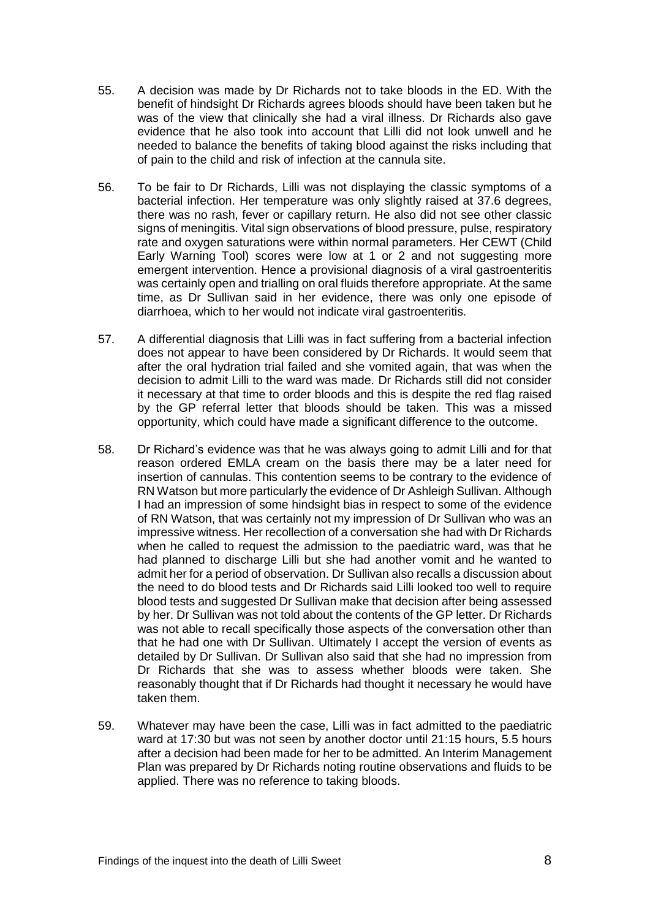55. A decision was made by Dr Richards not to take bloods in the ED. With the benefit of hindsight Dr Richards agrees bloods should have been taken but he was of the view that clinically she had a viral illness. Dr Richards also gave evidence that he also took into account that Lilli did not look unwell and he needed to balance the benefits of taking blood against the risks including that of pain to the child and risk of infection at the cannula site.

56. To be fair to Dr Richards, Lilli was not displaying the classic symptoms of a bacterial infection. Her temperature was only slightly raised at 37.6 degrees, there was no rash, fever or capillary return. He also did not see other classic signs of meningitis. Vital sign observations of blood pressure, pulse, respiratory rate and oxygen saturations were within normal parameters. Her CEWT (Child Early Warning Tool) scores were low at 1 or 2 and not suggesting more emergent intervention. Hence a provisional diagnosis of a viral gastroenteritis was certainly open and trialling on oral fluids therefore appropriate. At the same time, as Dr Sullivan said in her evidence, there was only one episode of diarrhoea, which to her would not indicate viral gastroenteritis.

57. A differential diagnosis that Lilli was in fact suffering from a bacterial infection does not appear to have been considered by Dr Richards. It would seem that after the oral hydration trial failed and she vomited again, that was when the decision to admit Lilli to the ward was made. Dr Richards still did not consider it necessary at that time to order bloods and this is despite the red flag raised by the GP referral letter that bloods should be taken. This was a missed opportunity, which could have made a significant difference to the outcome.

58. Dr Richard's evidence was that he was always going to admit Lilli and for that reason ordered EMLA cream on the basis there may be a later need for insertion of cannulas. This contention seems to be contrary to the evidence of RN Watson but more particularly the evidence of Dr Ashleigh Sullivan. Although I had an impression of some hindsight bias in respect to some of the evidence of RN Watson, that was certainly not my impression of Dr Sullivan who was an impressive witness. Her recollection of a conversation she had with Dr Richards when he called to request the admission to the paediatric ward, was that he had planned to discharge Lilli but she had another vomit and he wanted to admit her for a period of observation. Dr Sullivan also recalls a discussion about the need to do blood tests and Dr Richards said Lilli looked too well to require blood tests and suggested Dr Sullivan make that decision after being assessed by her. Dr Sullivan was not told about the contents of the GP letter. Dr Richards was not able to recall specifically those aspects of the conversation other than that he had one with Dr Sullivan. Ultimately I accept the version of events as detailed by Dr Sullivan. Dr Sullivan also said that she had no impression from Dr Richards that she was to assess whether bloods were taken. She reasonably thought that if Dr Richards had thought it necessary he would have taken them.

59. Whatever may have been the case, Lilli was in fact admitted to the paediatric ward at 17:30 but was not seen by another doctor until 21:15 hours, 5.5 hours after a decision had been made for her to be admitted. An Interim Management Plan was prepared by Dr Richards noting routine observations and fluids to be applied. There was no reference to taking bloods.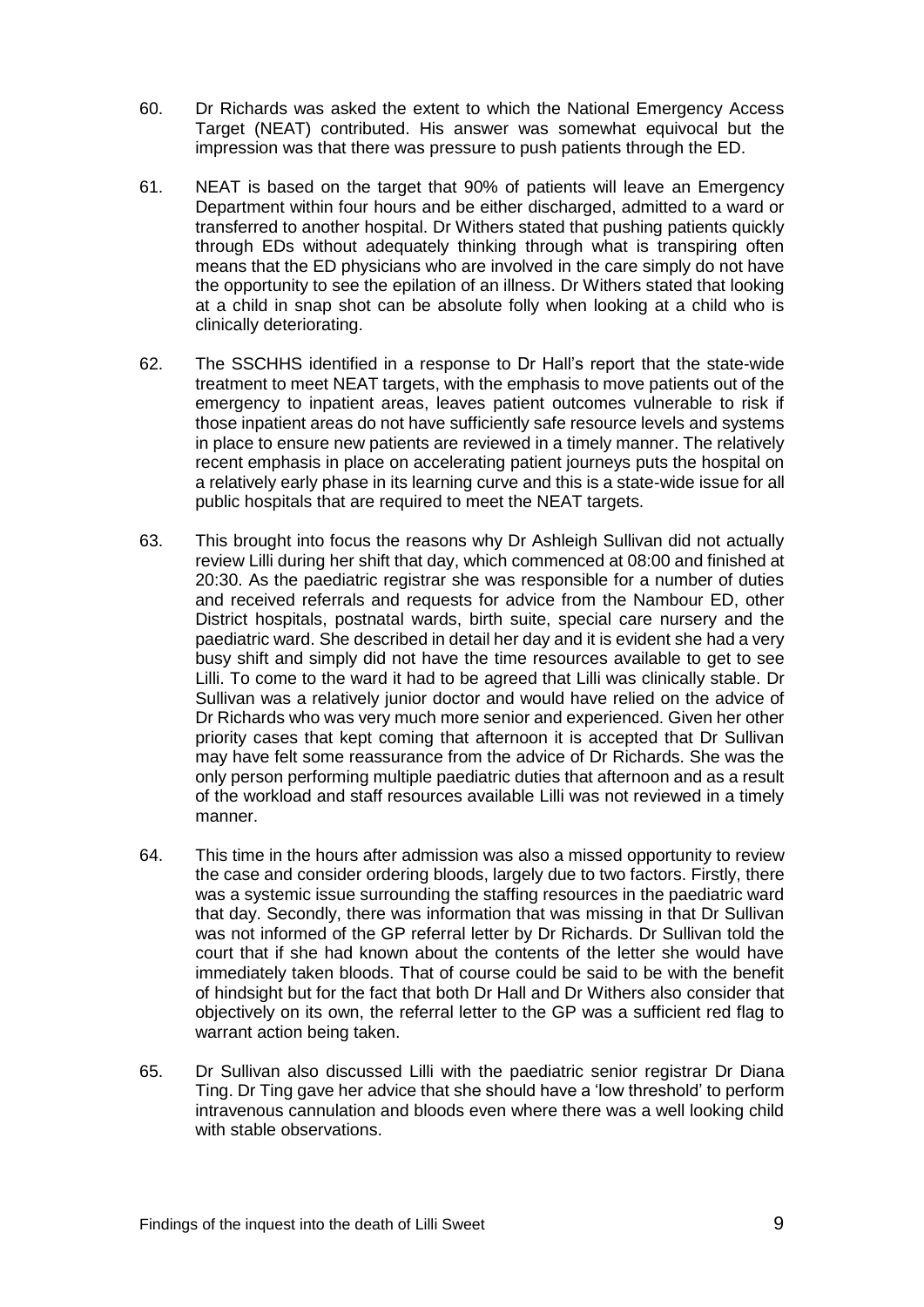60. Dr Richards was asked the extent to which the National Emergency Access Target (NEAT) contributed. His answer was somewhat equivocal but the impression was that there was pressure to push patients through the ED.

61. NEAT is based on the target that 90% of patients will leave an Emergency Department within four hours and be either discharged, admitted to a ward or transferred to another hospital. Dr Withers stated that pushing patients quickly through EDs without adequately thinking through what is transpiring often means that the ED physicians who are involved in the care simply do not have the opportunity to see the epilation of an illness. Dr Withers stated that looking at a child in snap shot can be absolute folly when looking at a child who is clinically deteriorating.

62. The SSCHHS identified in a response to Dr Hall's report that the state-wide treatment to meet NEAT targets, with the emphasis to move patients out of the emergency to inpatient areas, leaves patient outcomes vulnerable to risk if those inpatient areas do not have sufficiently safe resource levels and systems in place to ensure new patients are reviewed in a timely manner. The relatively recent emphasis in place on accelerating patient journeys puts the hospital on a relatively early phase in its learning curve and this is a state-wide issue for all public hospitals that are required to meet the NEAT targets.

63. This brought into focus the reasons why Dr Ashleigh Sullivan did not actually review Lilli during her shift that day, which commenced at 08:00 and finished at 20:30. As the paediatric registrar she was responsible for a number of duties and received referrals and requests for advice from the Nambour ED, other District hospitals, postnatal wards, birth suite, special care nursery and the paediatric ward. She described in detail her day and it is evident she had a very busy shift and simply did not have the time resources available to get to see Lilli. To come to the ward it had to be agreed that Lilli was clinically stable. Dr Sullivan was a relatively junior doctor and would have relied on the advice of Dr Richards who was very much more senior and experienced. Given her other priority cases that kept coming that afternoon it is accepted that Dr Sullivan may have felt some reassurance from the advice of Dr Richards. She was the only person performing multiple paediatric duties that afternoon and as a result of the workload and staff resources available Lilli was not reviewed in a timely manner.

64. This time in the hours after admission was also a missed opportunity to review the case and consider ordering bloods, largely due to two factors. Firstly, there was a systemic issue surrounding the staffing resources in the paediatric ward that day. Secondly, there was information that was missing in that Dr Sullivan was not informed of the GP referral letter by Dr Richards. Dr Sullivan told the court that if she had known about the contents of the letter she would have immediately taken bloods. That of course could be said to be with the benefit of hindsight but for the fact that both Dr Hall and Dr Withers also consider that objectively on its own, the referral letter to the GP was a sufficient red flag to warrant action being taken.

65. Dr Sullivan also discussed Lilli with the paediatric senior registrar Dr Diana Ting. Dr Ting gave her advice that she should have a 'low threshold' to perform intravenous cannulation and bloods even where there was a well looking child with stable observations.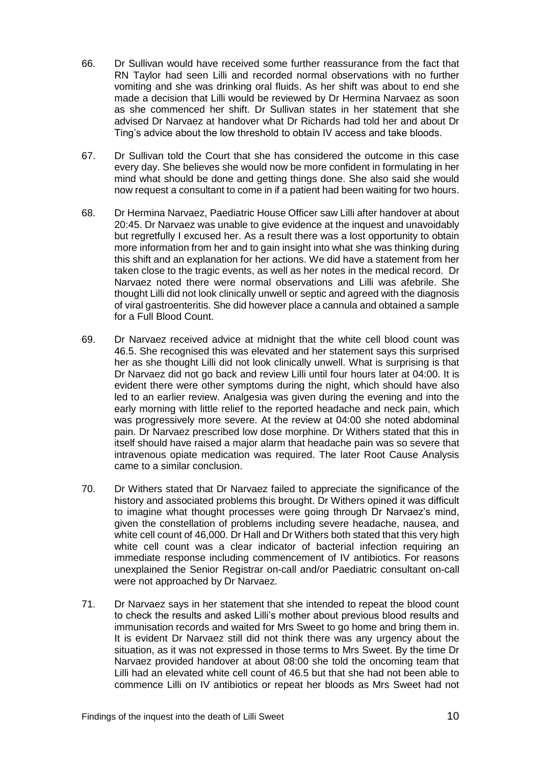66. Dr Sullivan would have received some further reassurance from the fact that RN Taylor had seen Lilli and recorded normal observations with no further vomiting and she was drinking oral fluids. As her shift was about to end she made a decision that Lilli would be reviewed by Dr Hermina Narvaez as soon as she commenced her shift. Dr Sullivan states in her statement that she advised Dr Narvaez at handover what Dr Richards had told her and about Dr Ting's advice about the low threshold to obtain IV access and take bloods.

67. Dr Sullivan told the Court that she has considered the outcome in this case every day. She believes she would now be more confident in formulating in her mind what should be done and getting things done. She also said she would now request a consultant to come in if a patient had been waiting for two hours.

68. Dr Hermina Narvaez, Paediatric House Officer saw Lilli after handover at about 20:45. Dr Narvaez was unable to give evidence at the inquest and unavoidably but regretfully I excused her. As a result there was a lost opportunity to obtain more information from her and to gain insight into what she was thinking during this shift and an explanation for her actions. We did have a statement from her taken close to the tragic events, as well as her notes in the medical record. Dr Narvaez noted there were normal observations and Lilli was afebrile. She thought Lilli did not look clinically unwell or septic and agreed with the diagnosis of viral gastroenteritis. She did however place a cannula and obtained a sample for a Full Blood Count.

69. Dr Narvaez received advice at midnight that the white cell blood count was 46.5. She recognised this was elevated and her statement says this surprised her as she thought Lilli did not look clinically unwell. What is surprising is that Dr Narvaez did not go back and review Lilli until four hours later at 04:00. It is evident there were other symptoms during the night, which should have also led to an earlier review. Analgesia was given during the evening and into the early morning with little relief to the reported headache and neck pain, which was progressively more severe. At the review at 04:00 she noted abdominal pain. Dr Narvaez prescribed low dose morphine. Dr Withers stated that this in itself should have raised a major alarm that headache pain was so severe that intravenous opiate medication was required. The later Root Cause Analysis came to a similar conclusion.

70. Dr Withers stated that Dr Narvaez failed to appreciate the significance of the history and associated problems this brought. Dr Withers opined it was difficult to imagine what thought processes were going through Dr Narvaez's mind, given the constellation of problems including severe headache, nausea, and white cell count of 46,000. Dr Hall and Dr Withers both stated that this very high white cell count was a clear indicator of bacterial infection requiring an immediate response including commencement of IV antibiotics. For reasons unexplained the Senior Registrar on-call and/or Paediatric consultant on-call were not approached by Dr Narvaez.

71. Dr Narvaez says in her statement that she intended to repeat the blood count to check the results and asked Lilli's mother about previous blood results and immunisation records and waited for Mrs Sweet to go home and bring them in. It is evident Dr Narvaez still did not think there was any urgency about the situation, as it was not expressed in those terms to Mrs Sweet. By the time Dr Narvaez provided handover at about 08:00 she told the oncoming team that Lilli had an elevated white cell count of 46.5 but that she had not been able to commence Lilli on IV antibiotics or repeat her bloods as Mrs Sweet had not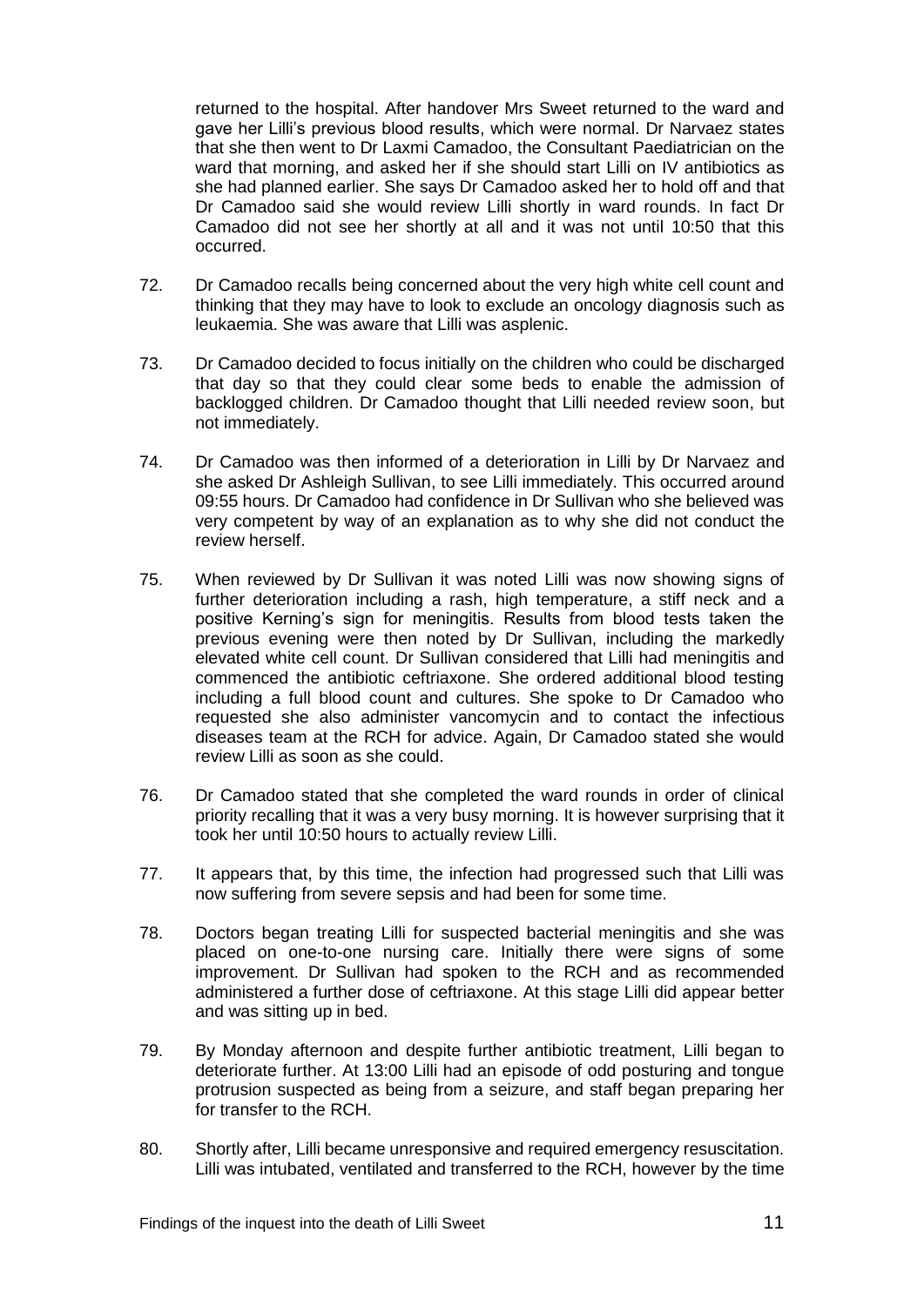returned to the hospital. After handover Mrs Sweet returned to the ward and gave her Lilli's previous blood results, which were normal. Dr Narvaez states that she then went to Dr Laxmi Camadoo, the Consultant Paediatrician on the ward that morning, and asked her if she should start Lilli on IV antibiotics as she had planned earlier. She says Dr Camadoo asked her to hold off and that Dr Camadoo said she would review Lilli shortly in ward rounds. In fact Dr Camadoo did not see her shortly at all and it was not until 10:50 that this occurred.

72. Dr Camadoo recalls being concerned about the very high white cell count and thinking that they may have to look to exclude an oncology diagnosis such as leukaemia. She was aware that Lilli was asplenic.

73. Dr Camadoo decided to focus initially on the children who could be discharged that day so that they could clear some beds to enable the admission of backlogged children. Dr Camadoo thought that Lilli needed review soon, but not immediately.

74. Dr Camadoo was then informed of a deterioration in Lilli by Dr Narvaez and she asked Dr Ashleigh Sullivan, to see Lilli immediately. This occurred around 09:55 hours. Dr Camadoo had confidence in Dr Sullivan who she believed was very competent by way of an explanation as to why she did not conduct the review herself.

75. When reviewed by Dr Sullivan it was noted Lilli was now showing signs of further deterioration including a rash, high temperature, a stiff neck and a positive Kerning's sign for meningitis. Results from blood tests taken the previous evening were then noted by Dr Sullivan, including the markedly elevated white cell count. Dr Sullivan considered that Lilli had meningitis and commenced the antibiotic ceftriaxone. She ordered additional blood testing including a full blood count and cultures. She spoke to Dr Camadoo who requested she also administer vancomycin and to contact the infectious diseases team at the RCH for advice. Again, Dr Camadoo stated she would review Lilli as soon as she could.

76. Dr Camadoo stated that she completed the ward rounds in order of clinical priority recalling that it was a very busy morning. It is however surprising that it took her until 10:50 hours to actually review Lilli.

77. It appears that, by this time, the infection had progressed such that Lilli was now suffering from severe sepsis and had been for some time.

78. Doctors began treating Lilli for suspected bacterial meningitis and she was placed on one-to-one nursing care. Initially there were signs of some improvement. Dr Sullivan had spoken to the RCH and as recommended administered a further dose of ceftriaxone. At this stage Lilli did appear better and was sitting up in bed.

79. By Monday afternoon and despite further antibiotic treatment, Lilli began to deteriorate further. At 13:00 Lilli had an episode of odd posturing and tongue protrusion suspected as being from a seizure, and staff began preparing her for transfer to the RCH.

80. Shortly after, Lilli became unresponsive and required emergency resuscitation. Lilli was intubated, ventilated and transferred to the RCH, however by the time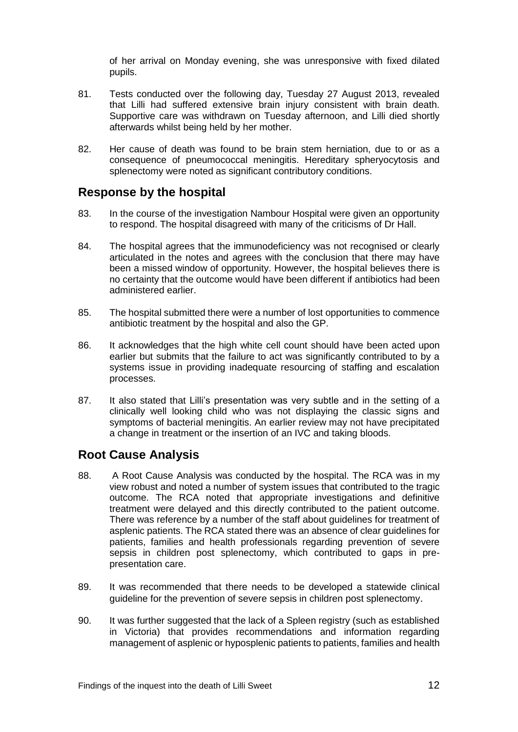of her arrival on Monday evening, she was unresponsive with fixed dilated pupils.

81. Tests conducted over the following day, Tuesday 27 August 2013, revealed that Lilli had suffered extensive brain injury consistent with brain death. Supportive care was withdrawn on Tuesday afternoon, and Lilli died shortly afterwards whilst being held by her mother.

82. Her cause of death was found to be brain stem herniation, due to or as a consequence of pneumococcal meningitis. Hereditary spheryocytosis and splenectomy were noted as significant contributory conditions.

## Response by the hospital

83. In the course of the investigation Nambour Hospital were given an opportunity to respond. The hospital disagreed with many of the criticisms of Dr Hall.

84. The hospital agrees that the immunodeficiency was not recognised or clearly articulated in the notes and agrees with the conclusion that there may have been a missed window of opportunity. However, the hospital believes there is no certainty that the outcome would have been different if antibiotics had been administered earlier.

85. The hospital submitted there were a number of lost opportunities to commence antibiotic treatment by the hospital and also the GP.

86. It acknowledges that the high white cell count should have been acted upon earlier but submits that the failure to act was significantly contributed to by a systems issue in providing inadequate resourcing of staffing and escalation processes.

87. It also stated that Lilli's presentation was very subtle and in the setting of a clinically well looking child who was not displaying the classic signs and symptoms of bacterial meningitis. An earlier review may not have precipitated a change in treatment or the insertion of an IVC and taking bloods.

## Root Cause Analysis

88. A Root Cause Analysis was conducted by the hospital. The RCA was in my view robust and noted a number of system issues that contributed to the tragic outcome. The RCA noted that appropriate investigations and definitive treatment were delayed and this directly contributed to the patient outcome. There was reference by a number of the staff about guidelines for treatment of asplenic patients. The RCA stated there was an absence of clear guidelines for patients, families and health professionals regarding prevention of severe sepsis in children post splenectomy, which contributed to gaps in pre-presentation care.

89. It was recommended that there needs to be developed a statewide clinical guideline for the prevention of severe sepsis in children post splenectomy.

90. It was further suggested that the lack of a Spleen registry (such as established in Victoria) that provides recommendations and information regarding management of asplenic or hyposplenic patients to patients, families and health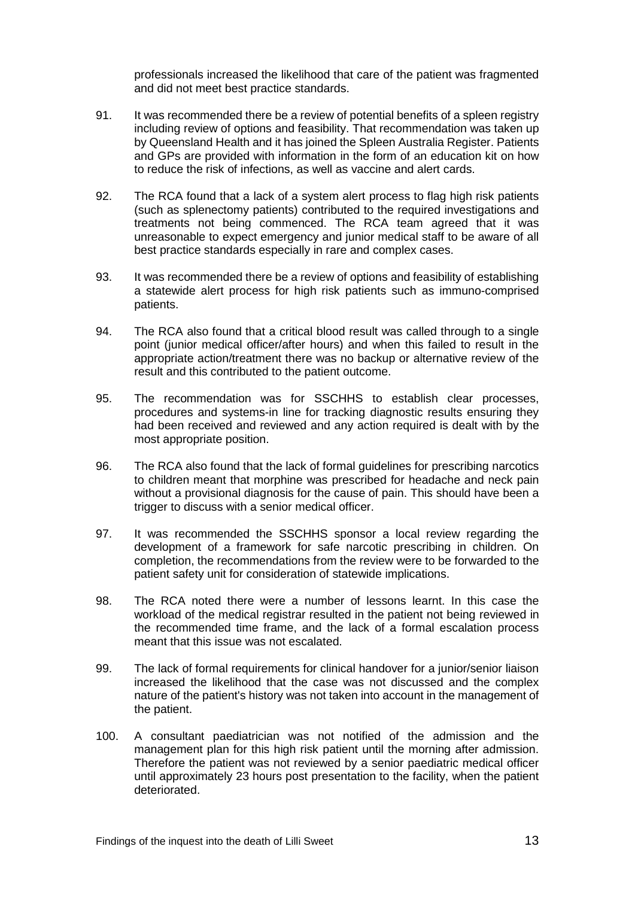professionals increased the likelihood that care of the patient was fragmented and did not meet best practice standards.

91. It was recommended there be a review of potential benefits of a spleen registry including review of options and feasibility. That recommendation was taken up by Queensland Health and it has joined the Spleen Australia Register. Patients and GPs are provided with information in the form of an education kit on how to reduce the risk of infections, as well as vaccine and alert cards.

92. The RCA found that a lack of a system alert process to flag high risk patients (such as splenectomy patients) contributed to the required investigations and treatments not being commenced. The RCA team agreed that it was unreasonable to expect emergency and junior medical staff to be aware of all best practice standards especially in rare and complex cases.

93. It was recommended there be a review of options and feasibility of establishing a statewide alert process for high risk patients such as immuno-comprised patients.

94. The RCA also found that a critical blood result was called through to a single point (junior medical officer/after hours) and when this failed to result in the appropriate action/treatment there was no backup or alternative review of the result and this contributed to the patient outcome.

95. The recommendation was for SSCHHS to establish clear processes, procedures and systems-in line for tracking diagnostic results ensuring they had been received and reviewed and any action required is dealt with by the most appropriate position.

96. The RCA also found that the lack of formal guidelines for prescribing narcotics to children meant that morphine was prescribed for headache and neck pain without a provisional diagnosis for the cause of pain. This should have been a trigger to discuss with a senior medical officer.

97. It was recommended the SSCHHS sponsor a local review regarding the development of a framework for safe narcotic prescribing in children. On completion, the recommendations from the review were to be forwarded to the patient safety unit for consideration of statewide implications.

98. The RCA noted there were a number of lessons learnt. In this case the workload of the medical registrar resulted in the patient not being reviewed in the recommended time frame, and the lack of a formal escalation process meant that this issue was not escalated.

99. The lack of formal requirements for clinical handover for a junior/senior liaison increased the likelihood that the case was not discussed and the complex nature of the patient's history was not taken into account in the management of the patient.

100. A consultant paediatrician was not notified of the admission and the management plan for this high risk patient until the morning after admission. Therefore the patient was not reviewed by a senior paediatric medical officer until approximately 23 hours post presentation to the facility, when the patient deteriorated.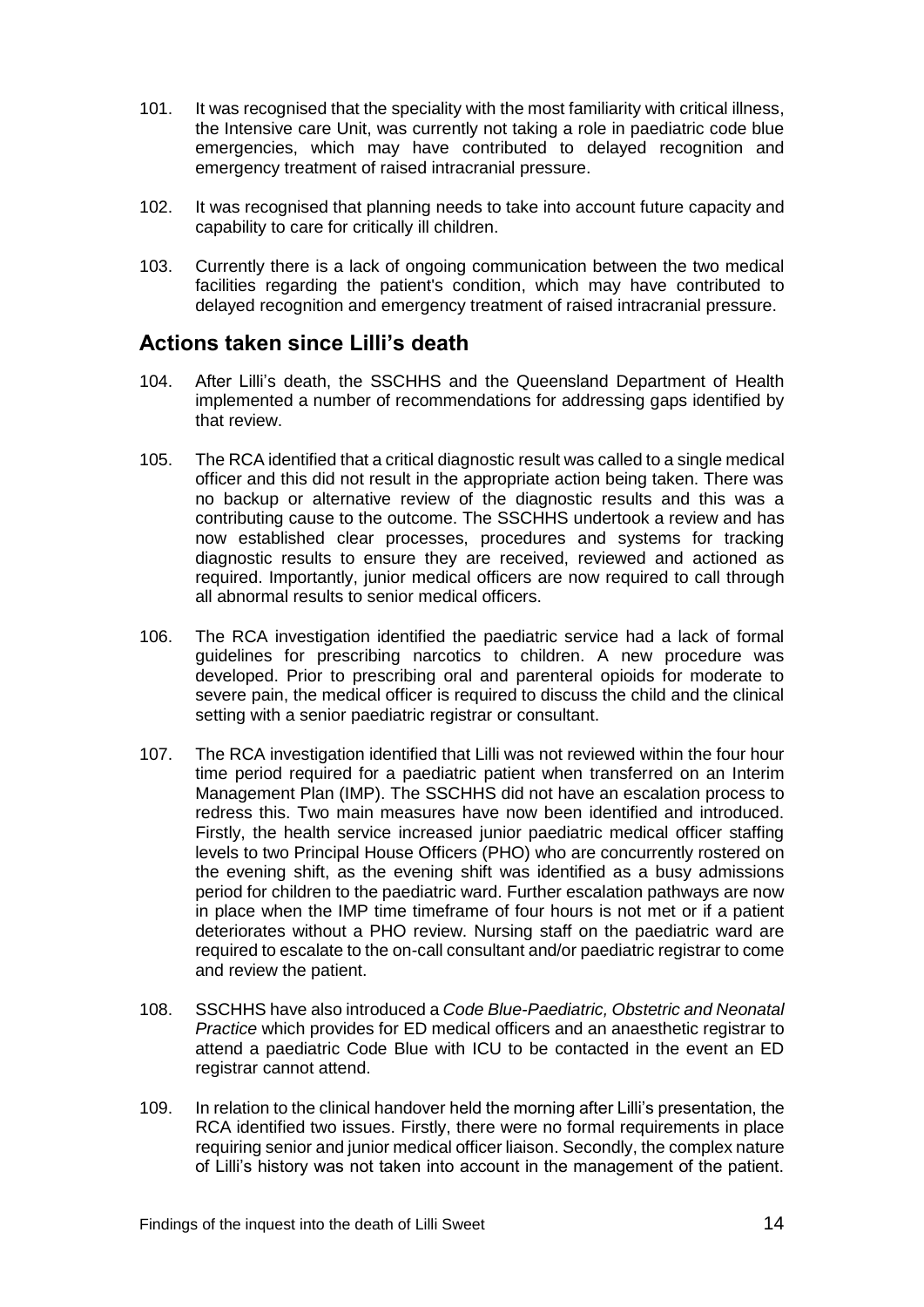101. It was recognised that the speciality with the most familiarity with critical illness, the Intensive care Unit, was currently not taking a role in paediatric code blue emergencies, which may have contributed to delayed recognition and emergency treatment of raised intracranial pressure.

102. It was recognised that planning needs to take into account future capacity and capability to care for critically ill children.

103. Currently there is a lack of ongoing communication between the two medical facilities regarding the patient's condition, which may have contributed to delayed recognition and emergency treatment of raised intracranial pressure.

## Actions taken since Lilli's death

104. After Lilli's death, the SSCHHS and the Queensland Department of Health implemented a number of recommendations for addressing gaps identified by that review.

105. The RCA identified that a critical diagnostic result was called to a single medical officer and this did not result in the appropriate action being taken. There was no backup or alternative review of the diagnostic results and this was a contributing cause to the outcome. The SSCHHS undertook a review and has now established clear processes, procedures and systems for tracking diagnostic results to ensure they are received, reviewed and actioned as required. Importantly, junior medical officers are now required to call through all abnormal results to senior medical officers.

106. The RCA investigation identified the paediatric service had a lack of formal guidelines for prescribing narcotics to children. A new procedure was developed. Prior to prescribing oral and parenteral opioids for moderate to severe pain, the medical officer is required to discuss the child and the clinical setting with a senior paediatric registrar or consultant.

107. The RCA investigation identified that Lilli was not reviewed within the four hour time period required for a paediatric patient when transferred on an Interim Management Plan (IMP). The SSCHHS did not have an escalation process to redress this. Two main measures have now been identified and introduced. Firstly, the health service increased junior paediatric medical officer staffing levels to two Principal House Officers (PHO) who are concurrently rostered on the evening shift, as the evening shift was identified as a busy admissions period for children to the paediatric ward. Further escalation pathways are now in place when the IMP time timeframe of four hours is not met or if a patient deteriorates without a PHO review. Nursing staff on the paediatric ward are required to escalate to the on-call consultant and/or paediatric registrar to come and review the patient.

108. SSCHHS have also introduced a *Code Blue-Paediatric, Obstetric and Neonatal Practice* which provides for ED medical officers and an anaesthetic registrar to attend a paediatric Code Blue with ICU to be contacted in the event an ED registrar cannot attend.

109. In relation to the clinical handover held the morning after Lilli's presentation, the RCA identified two issues. Firstly, there were no formal requirements in place requiring senior and junior medical officer liaison. Secondly, the complex nature of Lilli's history was not taken into account in the management of the patient.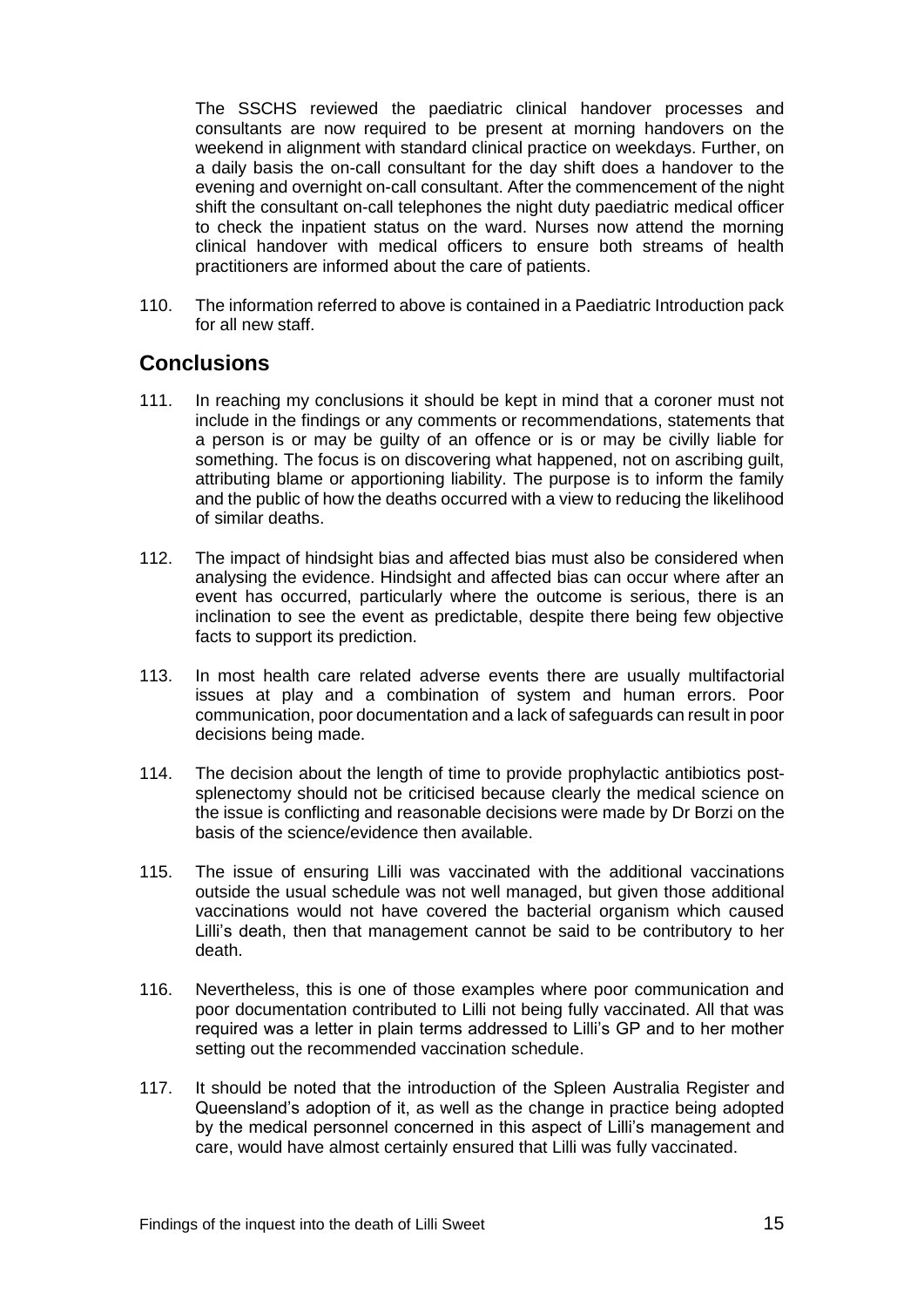The SSCHS reviewed the paediatric clinical handover processes and consultants are now required to be present at morning handovers on the weekend in alignment with standard clinical practice on weekdays. Further, on a daily basis the on-call consultant for the day shift does a handover to the evening and overnight on-call consultant. After the commencement of the night shift the consultant on-call telephones the night duty paediatric medical officer to check the inpatient status on the ward. Nurses now attend the morning clinical handover with medical officers to ensure both streams of health practitioners are informed about the care of patients.

110. The information referred to above is contained in a Paediatric Introduction pack for all new staff.

## Conclusions

111. In reaching my conclusions it should be kept in mind that a coroner must not include in the findings or any comments or recommendations, statements that a person is or may be guilty of an offence or is or may be civilly liable for something. The focus is on discovering what happened, not on ascribing guilt, attributing blame or apportioning liability. The purpose is to inform the family and the public of how the deaths occurred with a view to reducing the likelihood of similar deaths.

112. The impact of hindsight bias and affected bias must also be considered when analysing the evidence. Hindsight and affected bias can occur where after an event has occurred, particularly where the outcome is serious, there is an inclination to see the event as predictable, despite there being few objective facts to support its prediction.

113. In most health care related adverse events there are usually multifactorial issues at play and a combination of system and human errors. Poor communication, poor documentation and a lack of safeguards can result in poor decisions being made.

114. The decision about the length of time to provide prophylactic antibiotics post-splenectomy should not be criticised because clearly the medical science on the issue is conflicting and reasonable decisions were made by Dr Borzi on the basis of the science/evidence then available.

115. The issue of ensuring Lilli was vaccinated with the additional vaccinations outside the usual schedule was not well managed, but given those additional vaccinations would not have covered the bacterial organism which caused Lilli's death, then that management cannot be said to be contributory to her death.

116. Nevertheless, this is one of those examples where poor communication and poor documentation contributed to Lilli not being fully vaccinated. All that was required was a letter in plain terms addressed to Lilli's GP and to her mother setting out the recommended vaccination schedule.

117. It should be noted that the introduction of the Spleen Australia Register and Queensland's adoption of it, as well as the change in practice being adopted by the medical personnel concerned in this aspect of Lilli's management and care, would have almost certainly ensured that Lilli was fully vaccinated.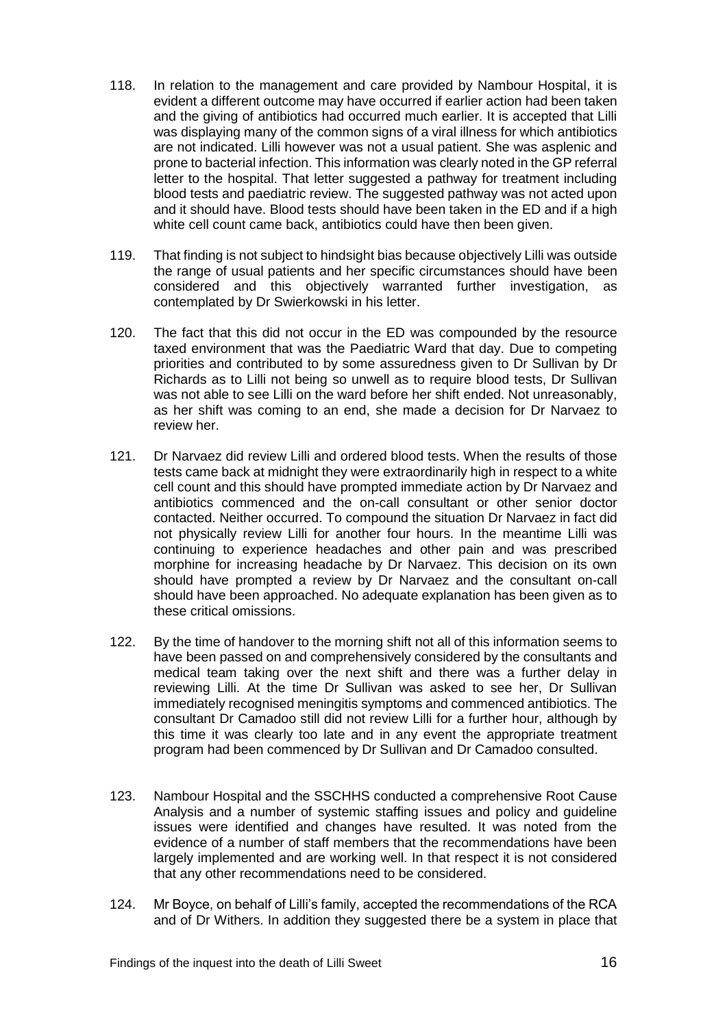118. In relation to the management and care provided by Nambour Hospital, it is evident a different outcome may have occurred if earlier action had been taken and the giving of antibiotics had occurred much earlier. It is accepted that Lilli was displaying many of the common signs of a viral illness for which antibiotics are not indicated. Lilli however was not a usual patient. She was asplenic and prone to bacterial infection. This information was clearly noted in the GP referral letter to the hospital. That letter suggested a pathway for treatment including blood tests and paediatric review. The suggested pathway was not acted upon and it should have. Blood tests should have been taken in the ED and if a high white cell count came back, antibiotics could have then been given.

119. That finding is not subject to hindsight bias because objectively Lilli was outside the range of usual patients and her specific circumstances should have been considered and this objectively warranted further investigation, as contemplated by Dr Swierkowski in his letter.

120. The fact that this did not occur in the ED was compounded by the resource taxed environment that was the Paediatric Ward that day. Due to competing priorities and contributed to by some assuredness given to Dr Sullivan by Dr Richards as to Lilli not being so unwell as to require blood tests, Dr Sullivan was not able to see Lilli on the ward before her shift ended. Not unreasonably, as her shift was coming to an end, she made a decision for Dr Narvaez to review her.

121. Dr Narvaez did review Lilli and ordered blood tests. When the results of those tests came back at midnight they were extraordinarily high in respect to a white cell count and this should have prompted immediate action by Dr Narvaez and antibiotics commenced and the on-call consultant or other senior doctor contacted. Neither occurred. To compound the situation Dr Narvaez in fact did not physically review Lilli for another four hours. In the meantime Lilli was continuing to experience headaches and other pain and was prescribed morphine for increasing headache by Dr Narvaez. This decision on its own should have prompted a review by Dr Narvaez and the consultant on-call should have been approached. No adequate explanation has been given as to these critical omissions.

122. By the time of handover to the morning shift not all of this information seems to have been passed on and comprehensively considered by the consultants and medical team taking over the next shift and there was a further delay in reviewing Lilli. At the time Dr Sullivan was asked to see her, Dr Sullivan immediately recognised meningitis symptoms and commenced antibiotics. The consultant Dr Camadoo still did not review Lilli for a further hour, although by this time it was clearly too late and in any event the appropriate treatment program had been commenced by Dr Sullivan and Dr Camadoo consulted.

123. Nambour Hospital and the SSCHHS conducted a comprehensive Root Cause Analysis and a number of systemic staffing issues and policy and guideline issues were identified and changes have resulted. It was noted from the evidence of a number of staff members that the recommendations have been largely implemented and are working well. In that respect it is not considered that any other recommendations need to be considered.

124. Mr Boyce, on behalf of Lilli's family, accepted the recommendations of the RCA and of Dr Withers. In addition they suggested there be a system in place that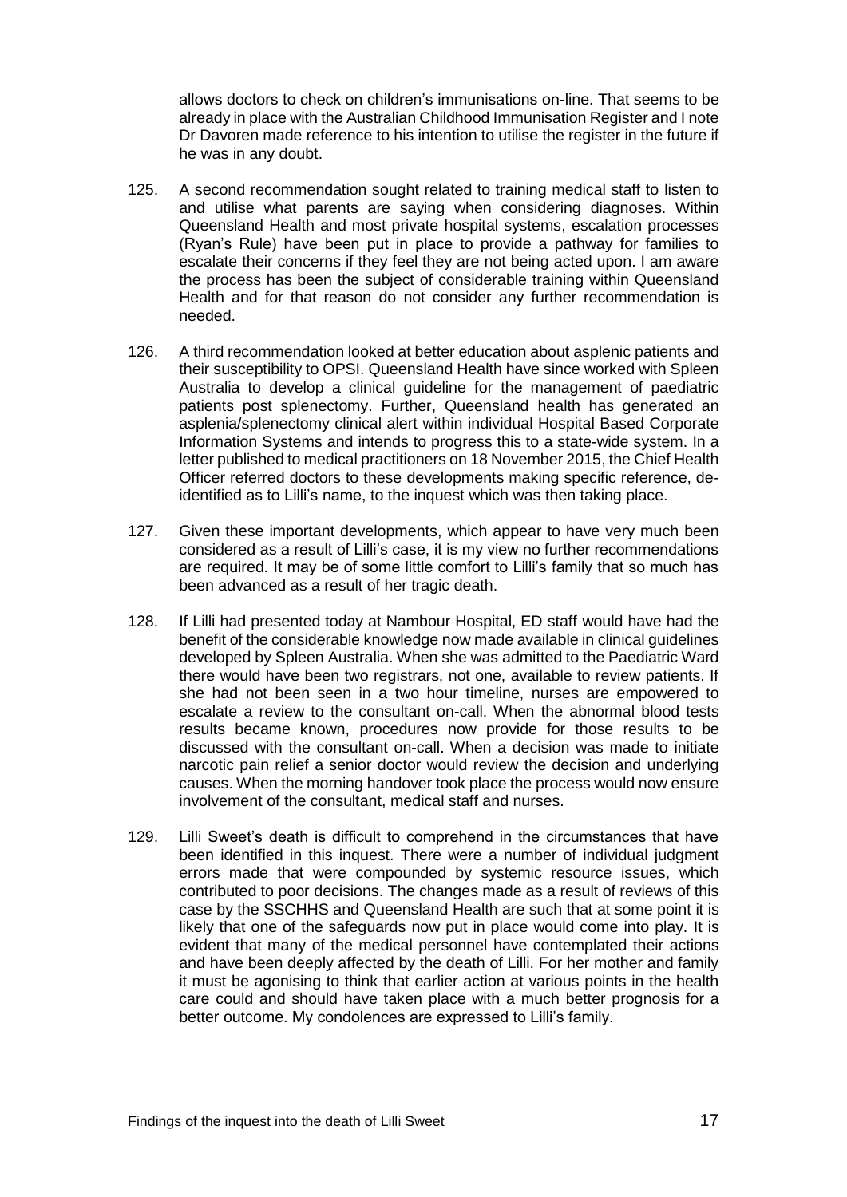allows doctors to check on children's immunisations on-line. That seems to be already in place with the Australian Childhood Immunisation Register and I note Dr Davoren made reference to his intention to utilise the register in the future if he was in any doubt.

125. A second recommendation sought related to training medical staff to listen to and utilise what parents are saying when considering diagnoses. Within Queensland Health and most private hospital systems, escalation processes (Ryan's Rule) have been put in place to provide a pathway for families to escalate their concerns if they feel they are not being acted upon. I am aware the process has been the subject of considerable training within Queensland Health and for that reason do not consider any further recommendation is needed.

126. A third recommendation looked at better education about asplenic patients and their susceptibility to OPSI. Queensland Health have since worked with Spleen Australia to develop a clinical guideline for the management of paediatric patients post splenectomy. Further, Queensland health has generated an asplenia/splenectomy clinical alert within individual Hospital Based Corporate Information Systems and intends to progress this to a state-wide system. In a letter published to medical practitioners on 18 November 2015, the Chief Health Officer referred doctors to these developments making specific reference, de-identified as to Lilli's name, to the inquest which was then taking place.

127. Given these important developments, which appear to have very much been considered as a result of Lilli's case, it is my view no further recommendations are required. It may be of some little comfort to Lilli's family that so much has been advanced as a result of her tragic death.

128. If Lilli had presented today at Nambour Hospital, ED staff would have had the benefit of the considerable knowledge now made available in clinical guidelines developed by Spleen Australia. When she was admitted to the Paediatric Ward there would have been two registrars, not one, available to review patients. If she had not been seen in a two hour timeline, nurses are empowered to escalate a review to the consultant on-call. When the abnormal blood tests results became known, procedures now provide for those results to be discussed with the consultant on-call. When a decision was made to initiate narcotic pain relief a senior doctor would review the decision and underlying causes. When the morning handover took place the process would now ensure involvement of the consultant, medical staff and nurses.

129. Lilli Sweet's death is difficult to comprehend in the circumstances that have been identified in this inquest. There were a number of individual judgment errors made that were compounded by systemic resource issues, which contributed to poor decisions. The changes made as a result of reviews of this case by the SSCHHS and Queensland Health are such that at some point it is likely that one of the safeguards now put in place would come into play. It is evident that many of the medical personnel have contemplated their actions and have been deeply affected by the death of Lilli. For her mother and family it must be agonising to think that earlier action at various points in the health care could and should have taken place with a much better prognosis for a better outcome. My condolences are expressed to Lilli's family.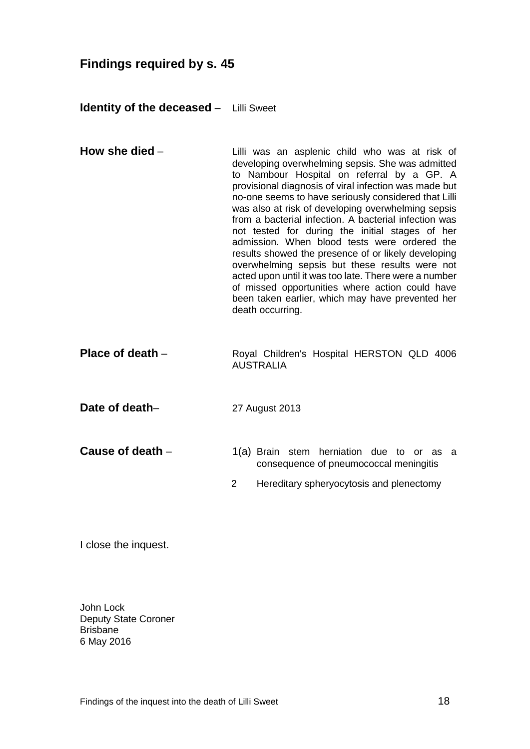## Findings required by s. 45

**Identity of the deceased** – Lilli Sweet

**How she died** – Lilli was an asplenic child who was at risk of developing overwhelming sepsis. She was admitted to Nambour Hospital on referral by a GP. A provisional diagnosis of viral infection was made but no-one seems to have seriously considered that Lilli was also at risk of developing overwhelming sepsis from a bacterial infection. A bacterial infection was not tested for during the initial stages of her admission. When blood tests were ordered the results showed the presence of or likely developing overwhelming sepsis but these results were not acted upon until it was too late. There were a number of missed opportunities where action could have been taken earlier, which may have prevented her death occurring.

**Place of death** – Royal Children's Hospital HERSTON QLD 4006 AUSTRALIA

**Date of death**– 27 August 2013

**Cause of death** –

1(a) Brain stem herniation due to or as a consequence of pneumococcal meningitis

2 Hereditary spheryocytosis and plenectomy

I close the inquest.

John Lock
Deputy State Coroner
Brisbane
6 May 2016